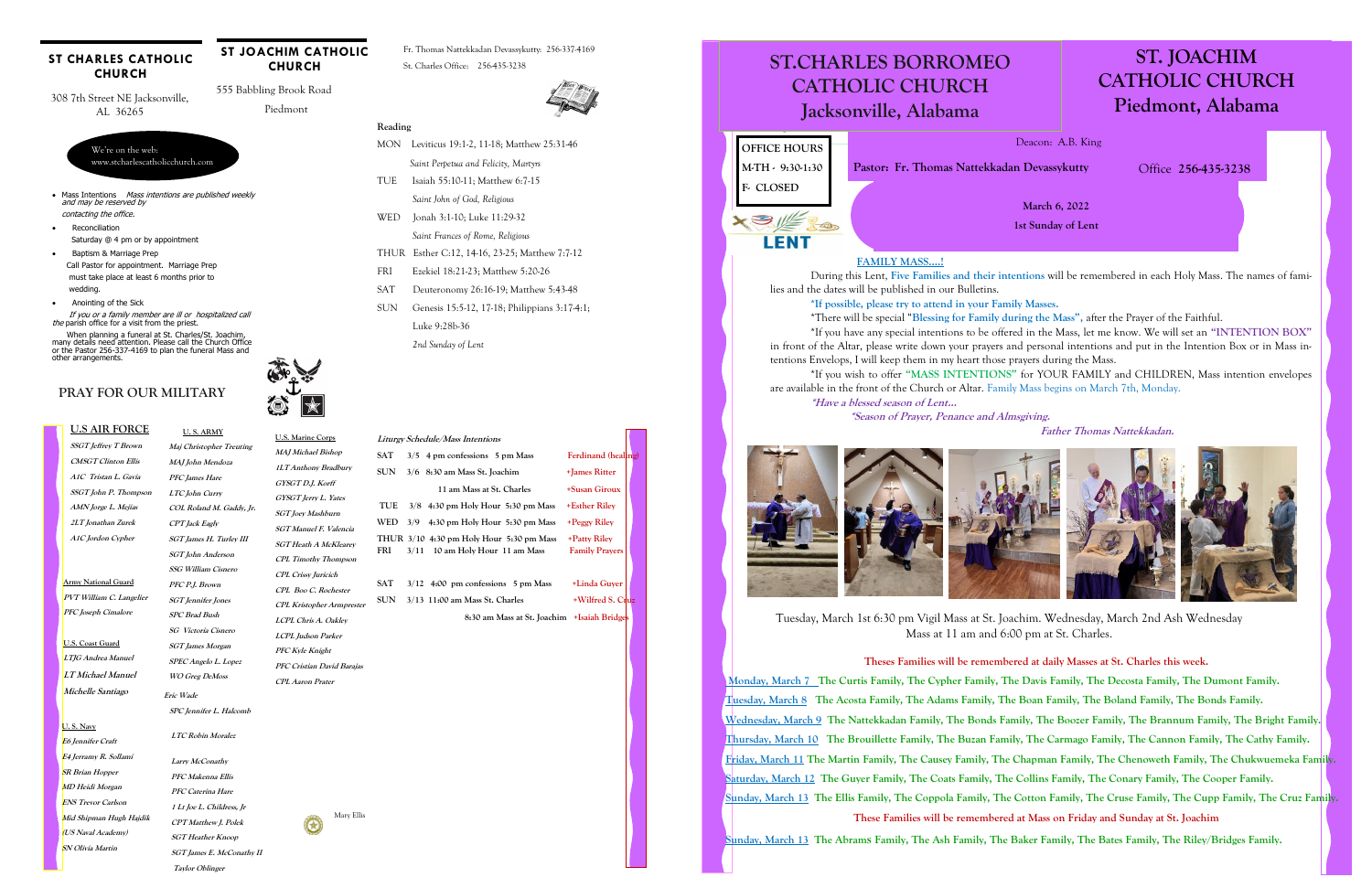## ST CHARLES CATHOLIC CHURCH

308 7th Street NE Jacksonville, AL 36265

## ST JOACHIM CATHOLIC CHURCH

555 Babbling Brook Road

Piedmont

Fr. Thomas Nattekkadan Devassykutty: 256-337-4169

St. Charles Office: 256-435-3238

We're on the web:
www.stcharlescatholicchurch.com

- Mass Intentions *Mass intentions are published weekly and may be reserved by contacting the office.*
- Reconciliation
  Saturday @ 4 pm or by appointment
- Baptism & Marriage Prep
  Call Pastor for appointment. Marriage Prep must take place at least 6 months prior to wedding.
- Anointing of the Sick
  *If you or a family member are ill or hospitalized call the parish office for a visit from the priest.*

When planning a funeral at St. Charles/St. Joachim, many details need attention. Please call the Church Office or the Pastor 256-337-4169 to plan the funeral Mass and other arrangements.

### PRAY FOR OUR MILITARY

**U.S AIR FORCE**
*SSGT Jeffrey T Brown*
*CMSGT Clinton Ellis*
*A1C Tristan L. Gavia*
*SSGT John P. Thompson*
*AMN Jorge L. Mejias*
*2LT Jonathan Zurek*
*A1C Jordon Cypher*

**Army National Guard**
*PVT William C. Langelier*
*PFC Joseph Cimalore*

**U.S. Coast Guard**
*LTJG Andrea Manuel*
*LT Michael Manuel*
*Michelle Santiago*

**U. S. Navy**
*E6 Jennifer Craft*
*E4 Jerramy R. Sollami*
*SR Brian Hopper*
*MD Heidi Morgan*
*ENS Trevor Carlson*
*Mid Shipman Hugh Hajdik (US Naval Academy)*
*SN Olivia Martin*

**U. S. ARMY**
*Maj Christopher Treuting*
*MAJ John Mendoza*
*PFC James Hare*
*LTC John Curry*
*COL Roland M. Gaddy, Jr.*
*CPT Jack Eagly*
*SGT James H. Turley III*
*SGT John Anderson*
*SSG William Cisnero*
*PFC P.J. Brown*
*SGT Jennifer Jones*
*SPC Brad Bush*
*SG Victoria Cisnero*
*SGT James Morgan*
*SPEC Angelo L. Lopez*
*WO Greg DeMoss*
*Eric Wade*
*SPC Jennifer L. Halcomb*
*LTC Robin Moralez*
*Larry McConathy*
*PFC Makenna Ellis*
*PFC Caterina Hare*
*1 Lt Joe L. Childress, Jr*
*CPT Matthew J. Polek*
*SGT Heather Knoop*
*SGT James E. McConathy II*
*Taylor Oblinger*

**U.S. Marine Corps**
*MAJ Michael Bishop*
*1LT Anthony Bradbury*
*GYSGT D.J. Korff*
*GYSGT Jerry L. Yates*
*SGT Joey Mashburn*
*SGT Manuel F. Valencia*
*SGT Heath A McKlearey*
*CPL Timothy Thompson*
*CPL Crissy Juricich*
*CPL Boo C. Rochester*
*CPL Kristopher Armprester*
*LCPL Chris A. Oakley*
*LCPL Judson Parker*
*PFC Kyle Knight*
*PFC Cristian David Barajas*
*CPL Aaron Prater*

Mary Ellis

### Reading

| | |
|---|---|
| MON | Leviticus 19:1-2, 11-18; Matthew 25:31-46 |
| | *Saint Perpetua and Felicity, Martyrs* |
| TUE | Isaiah 55:10-11; Matthew 6:7-15 |
| | *Saint John of God, Religious* |
| WED | Jonah 3:1-10; Luke 11:29-32 |
| | *Saint Frances of Rome, Religious* |
| THUR | Esther C:12, 14-16, 23-25; Matthew 7:7-12 |
| FRI | Ezekiel 18:21-23; Matthew 5:20-26 |
| SAT | Deuteronomy 26:16-19; Matthew 5:43-48 |
| SUN | Genesis 15:5-12, 17-18; Philippians 3:17-4:1; Luke 9:28b-36 |
| | *2nd Sunday of Lent* |

### Liturgy Schedule/Mass Intentions

| Day | Date | Schedule | Intention |
|---|---|---|---|
| SAT | 3/5 | 4 pm confessions 5 pm Mass | Ferdinand (healing) |
| SUN | 3/6 | 8:30 am Mass St. Joachim | +James Ritter |
| | | 11 am Mass at St. Charles | +Susan Giroux |
| TUE | 3/8 | 4:30 pm Holy Hour 5:30 pm Mass | +Esther Riley |
| WED | 3/9 | 4:30 pm Holy Hour 5:30 pm Mass | +Peggy Riley |
| THUR | 3/10 | 4:30 pm Holy Hour 5:30 pm Mass | +Patty Riley |
| FRI | 3/11 | 10 am Holy Hour 11 am Mass | Family Prayers |
| SAT | 3/12 | 4:00 pm confessions 5 pm Mass | +Linda Guyer |
| SUN | 3/13 | 11:00 am Mass St. Charles | +Wilfred S. Cruz |
| | | 8:30 am Mass at St. Joachim | +Isaiah Bridges |

# ST.CHARLES BORROMEO CATHOLIC CHURCH Jacksonville, Alabama

# ST. JOACHIM CATHOLIC CHURCH Piedmont, Alabama

**OFFICE HOURS**
**M-TH - 9:30-1:30**
**F- CLOSED**

LENT

Deacon: A.B. King

**Pastor: Fr. Thomas Nattekkadan Devassykutty** Office **256-435-3238**

**March 6, 2022**
**1st Sunday of Lent**

FAMILY MASS....!

During this Lent, Five Families and their intentions will be remembered in each Holy Mass. The names of families and the dates will be published in our Bulletins.

*If possible, please try to attend in your Family Masses.

*There will be special "Blessing for Family during the Mass", after the Prayer of the Faithful.

*If you have any special intentions to be offered in the Mass, let me know. We will set an "INTENTION BOX" in front of the Altar, please write down your prayers and personal intentions and put in the Intention Box or in Mass intentions Envelops, I will keep them in my heart those prayers during the Mass.

*If you wish to offer "MASS INTENTIONS" for YOUR FAMILY and CHILDREN, Mass intention envelopes are available in the front of the Church or Altar. Family Mass begins on March 7th, Monday.

*\*Have a blessed season of Lent...*

*\*Season of Prayer, Penance and Almsgiving.*

*Father Thomas Nattekkadan.*

Tuesday, March 1st 6:30 pm Vigil Mass at St. Joachim. Wednesday, March 2nd Ash Wednesday Mass at 11 am and 6:00 pm at St. Charles.

**Theses Families will be remembered at daily Masses at St. Charles this week.**

**Monday, March 7** The Curtis Family, The Cypher Family, The Davis Family, The Decosta Family, The Dumont Family.

**Tuesday, March 8** The Acosta Family, The Adams Family, The Boan Family, The Boland Family, The Bonds Family.

**Wednesday, March 9** The Nattekkadan Family, The Bonds Family, The Boozer Family, The Brannum Family, The Bright Family.

**Thursday, March 10** The Brouillette Family, The Buzan Family, The Carmago Family, The Cannon Family, The Cathy Family.

**Friday, March 11** The Martin Family, The Causey Family, The Chapman Family, The Chenoweth Family, The Chukwuemeka Family.

**Saturday, March 12** The Guyer Family, The Coats Family, The Collins Family, The Conary Family, The Cooper Family.

**Sunday, March 13** The Ellis Family, The Coppola Family, The Cotton Family, The Cruse Family, The Cupp Family, The Cruz Family.

**These Families will be remembered at Mass on Friday and Sunday at St. Joachim**

**Sunday, March 13** The Abrams Family, The Ash Family, The Baker Family, The Bates Family, The Riley/Bridges Family.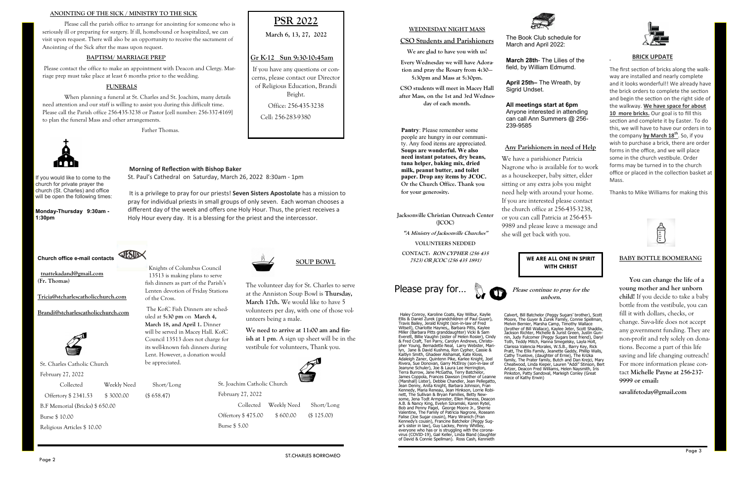## ANOINTING OF THE SICK / MINISTRY TO THE SICK

Please call the parish office to arrange for anointing for someone who is seriously ill or preparing for surgery. If ill, homebound or hospitalized, we can visit upon request. There will also be an opportunity to receive the sacrament of Anointing of the Sick after the mass upon request.

## BAPTISM/ MARRIAGE PREP

Please contact the office to make an appointment with Deacon and Clergy. Marriage prep must take place at least 6 months prior to the wedding.

## FUNERALS

When planning a funeral at St. Charles and St. Joachim, many details need attention and our staff is willing to assist you during this difficult time. Please call the Parish office 256-435-3238 or Pastor [cell number: 256-337-4169] to plan the funeral Mass and other arrangements.

Father Thomas.

If you would like to come to the church for private prayer the church (St. Charles) and office will be open the following times:

**Monday-Thursday 9:30am - 1:30pm**

# PSR 2022

**March 6, 13, 27, 2022**

## Gr K-12 Sun 9:30-10:45am

If you have any questions or concerns, please contact our Director of Religious Education, Brandi Bright.

Office: 256-435-3238

Cell: 256-283-9380

**Morning of Reflection with Bishop Baker**

St. Paul's Cathedral on Saturday, March 26, 2022 8:30am - 1pm

It is a privilege to pray for our priests! **Seven Sisters Apostolate** has a mission to pray for individual priests in small groups of only seven. Each woman chooses a different day of the week and offers one Holy Hour. Thus, the priest receives a Holy Hour every day. It is a blessing for the priest and the intercessor.

**Church office e-mail contacts**

tnattekadand@gmail.com
**(Fr. Thomas)**

Tricia@stcharlescatholicchurch.com

Brandi@stcharlescatholicchurch.com

Knights of Columbus Council 13513 is making plans to serve fish dinners as part of the Parish's Lenten devotion of Friday Stations of the Cross.

The KofC Fish Dinners are scheduled at **5:30 pm** on **March 4, March 18, and April 1.** Dinner will be served in Macey Hall. KofC Council 13513 does not charge for its well-known fish dinners during Lent. However, a donation would be appreciated.

## SOUP BOWL

The volunteer day for St. Charles to serve at the Anniston Soup Bowl is **Thursday, March 17th.** We would like to have 5 volunteers per day, with one of those volunteers being a male.

**We need to arrive at 11:00 am and finish at 1 pm**. A sign up sheet will be in the vestibule for volunteers, Thank you.

St. Charles Catholic Church

February 27, 2022

| | Collected | Weekly Need | Short/Long |
|---|---|---|---|
| Offertory | $ 2341.53 | $ 3000.00 | ($ 658.47) |
| B.F Memorial (Bricks) | $ 650.00 | | |
| Burse | $ 10.00 | | |
| Religious Articles | $ 10.00 | | |

St. Joachim Catholic Church

February 27, 2022

| | Collected | Weekly Need | Short/Long |
|---|---|---|---|
| Offertory | $ 475.00 | $ 600.00 | ($ 125.00) |
| Burse | $ 5.00 | | |

## WEDNESDAY NIGHT MASS

## CSO Students and Parishioners

**We are glad to have you with us!**

**Every Wednesday we will have Adoration and pray the Rosary from 4:30—5:30pm and Mass at 5:30pm.**

**CSO students will meet in Macey Hall after Mass, on the 1st and 3rd Wednesday of each month.**

**Pantry**: Please remember some people are hungry in our community. Any food items are appreciated. **Soups are wonderful. We also need instant potatoes, dry beans, tuna helper, baking mix, dried milk, peanut butter, and toilet paper. Drop any items by JCOC. Or the Church Office. Thank you for your generosity.**

**Jacksonville Christian Outreach Center (JCOC)**

***"A Ministry of Jacksonville Churches"***

VOLUNTEERS NEDDED

CONTACT: ***RON CYPHER (256 435 7523) OR JCOC (256 435 1891)***

The Book Club schedule for March and April 2022:

**March 28th**- The Lilies of the field, by William Edmumd.

**April 25th–** The Wreath, by Sigrid Undset.

**All meetings start at 6pm**
Anyone interested in attending can call Ann Summers @ 256-239-9585

## Any Parishioners in need of Help

We have a parishioner Patricia Nagrone who is available for to work as a housekeeper, baby sitter, elder sitting or any extra jobs you might need help with around your home. If you are interested please contact the church office at 256-435-3238, or you can call Patricia at 256-453-9989 and please leave a message and she will get back with you.

**WE ARE ALL ONE IN SPIRIT WITH CHRIST**

## BRICK UPDATE

The first section of bricks along the walkway are installed and nearly complete and it looks wonderful!! We already have the brick orders to complete the section and begin the section on the right side of the walkway. **We have space for about 10 more bricks.** Our goal is to fill this section and complete it by Easter. To do this, we will have to have our orders in to the company **by March 18th**. So, if you wish to purchase a brick, there are order forms in the office, and we will place some in the church vestibule. Order forms may be turned in to the church office or placed in the collection basket at Mass.

Thanks to Mike Williams for making this

## BABY BOTTLE BOOMERANG

**You can change the life of a young mother and her unborn child!** If you decide to take a baby bottle from the vestibule, you can fill it with dollars, checks, or change. Sava-life does not accept any government funding. They are non-profit and rely solely on donations. Become a part of this life saving and life changing outreach! For more information please contact **Michelle Payne at 256-237-9999 or email:**

**savalifetoday@gmail.com**

# Please pray for…

***Please continue to pray for the unborn.***

Haley Conroy, Karoline Coats, Kay Wilbur, Kaylie Ellis & Daniel Zurek (grandchildren of Paul Guyer), Travis Bailey, Jerald Knight (son-in-law of Fred Witsell), Charlotte Haynes,, Barbara Pitts, Kaylee Miller (Barbara Pitts granddaughter) Vicki & Sam Everett, Billie Vaughn (sister of Helen Rosier), Cindy & Fred Craft, Teri Parry, Carolyn Andrews, Christopher Young, Bernadette Neal, Larry Webster, Marilyn, Jane & David Kushma, Ron Cypher, Cassie & Kaitlyn Smith, Ghadeer Alshamat, Kate Kloss, Adaleigh Zaner, Quintenn Pike, Karlee Knight, Joel Rivera, Sue Donovan, Garry McElroy (son-in-law of Jeanyne Schuler), Joe & Laura Lee Herrington, Terra Burrow, Jane McGatha, Terry Batchelor, James Coppola, Frances Dawson (mother of Leanne (Marshall) Lister), Debbie Chandler, Jean Pellegatto, Jean Denny, Anita Knight, Barbara Johnson, Fran Kennedy, Maria Reneau, Jean Hinkson, Lorrie Robinett, The Sullivan & Bryan Families, Betty Newsome, Jena Todt Armprester, Ellen Maness, Deacon A.B. & Nancy King, Evelyn Szramski, Karen Rytel, Bob and Penny Pagel, George Moore Jr., Sherrie Valentine, The Family of Patricia Nagrone, Roseann Falise (Joe Sugar cousin), Mary Wranich (Fran Kennedy's cousin), Francine Batchelor (Peggy Sugar's sister in law), Guy Lackey, Penny Whitley, everyone who has or is struggling with the coronavirus (COVID-19), Gail Keller, Linda Bland (daughter of David & Connie Spellman). Ross Cash, Kennieth Calvert, Bill Batchelor (Peggy Sugars' brother), Scott Moore, The Guyer & Zurek Family, Connie Spellman, Melvin Bernier, Marsha Camp, Timothy Wallace (brother of Bill Wallace), Kaylee Jeter, Scott Shaddix, Jackson Richter, Michelle & Jurist Green, Justin Gunnin, Judy Fulcomer (Peggy Sugars best friend), Daryl Toth, Teddy Mitch, Hanna Smegelsky, Layla Holt, Clarissa Valencia Morales, W.S.B., Barry Key, Rick Pratt, The Ellis Family, Jeanette Gaddy, Phillip Walls, Cathy Truelove, (daughter of Ernie), The Krizka family, The Prater family, Butch and Dan Krejci, Mary Cheatwood, Linda Kieper, Lauren "Addi" Stinson, Bert Artzer, Deacon Fred Williams, Helen Naysmith, Iris Pinkston, Patty Sandoval, Marleigh Conley (Great niece of Kathy Erwin)